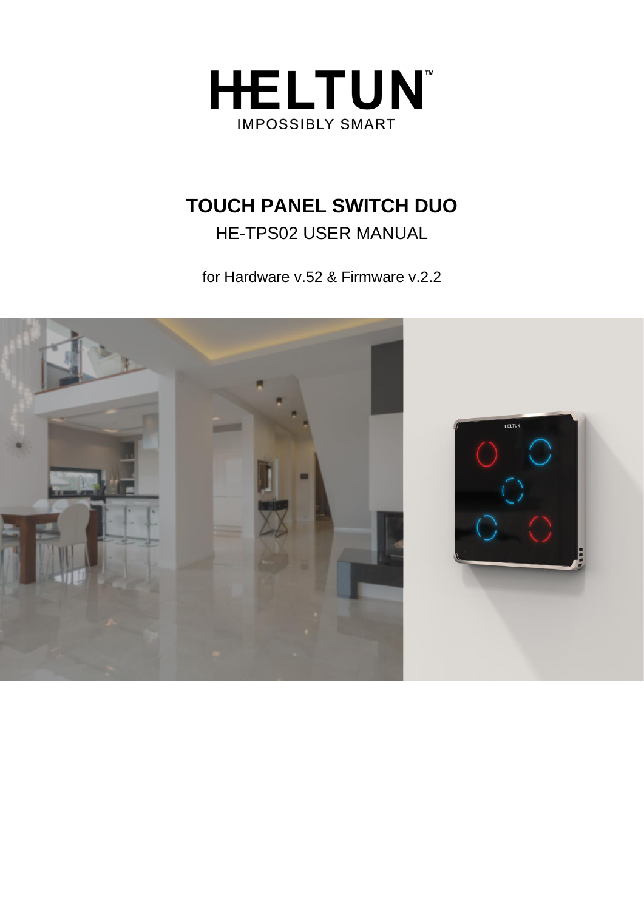HELTUN™

IMPOSSIBLY SMART

# TOUCH PANEL SWITCH DUO

HE-TPS02 USER MANUAL

for Hardware v.52 & Firmware v.2.2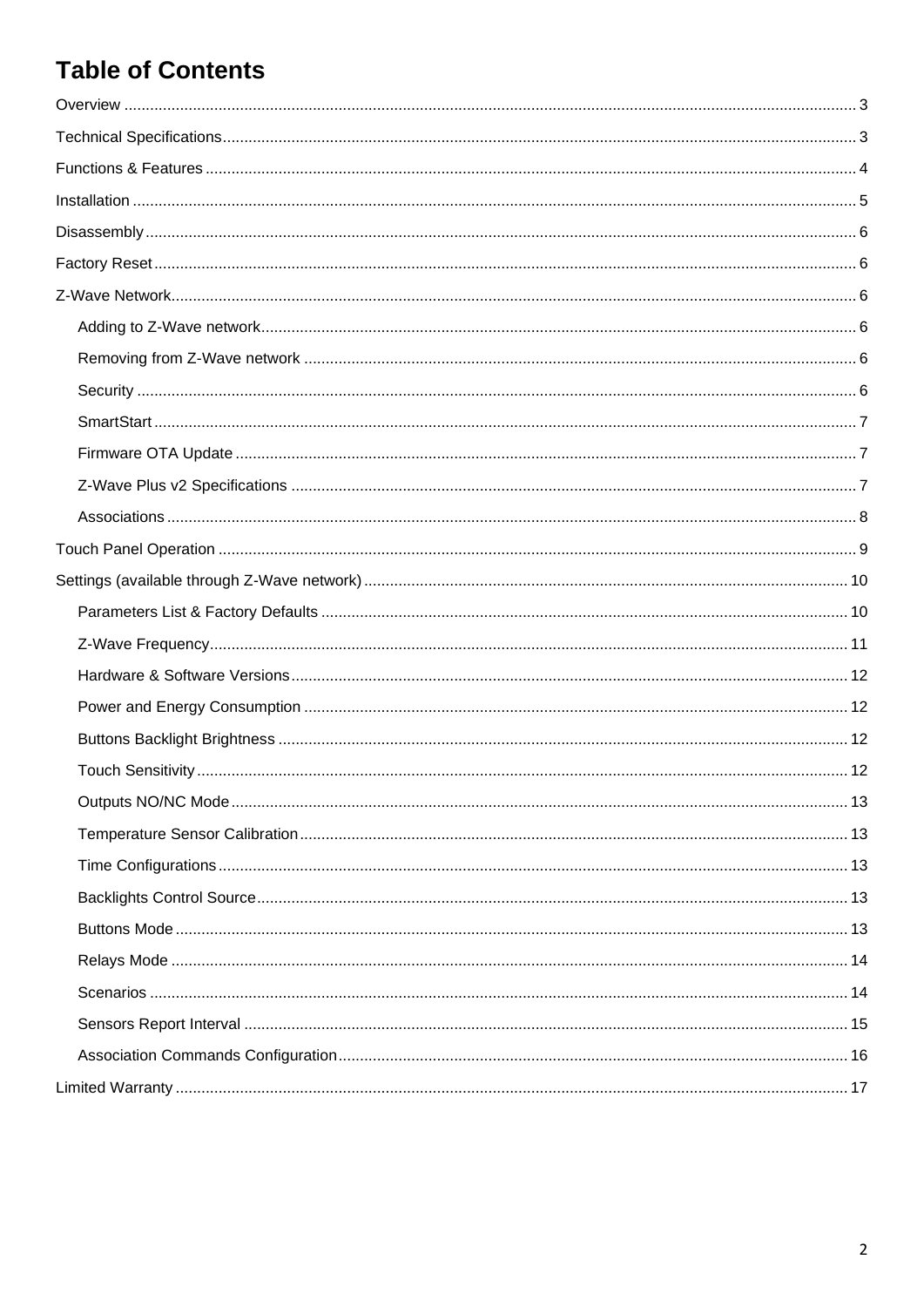# Table of Contents

Overview ........................................................................ 3

Technical Specifications ........................................................................ 3

Functions & Features ........................................................................ 4

Installation ........................................................................ 5

Disassembly ........................................................................ 6

Factory Reset ........................................................................ 6

Z-Wave Network ........................................................................ 6

- Adding to Z-Wave network ........................................................................ 6
- Removing from Z-Wave network ........................................................................ 6
- Security ........................................................................ 6
- SmartStart ........................................................................ 7
- Firmware OTA Update ........................................................................ 7
- Z-Wave Plus v2 Specifications ........................................................................ 7
- Associations ........................................................................ 8

Touch Panel Operation ........................................................................ 9

Settings (available through Z-Wave network) ........................................................................ 10

- Parameters List & Factory Defaults ........................................................................ 10
- Z-Wave Frequency ........................................................................ 11
- Hardware & Software Versions ........................................................................ 12
- Power and Energy Consumption ........................................................................ 12
- Buttons Backlight Brightness ........................................................................ 12
- Touch Sensitivity ........................................................................ 12
- Outputs NO/NC Mode ........................................................................ 13
- Temperature Sensor Calibration ........................................................................ 13
- Time Configurations ........................................................................ 13
- Backlights Control Source ........................................................................ 13
- Buttons Mode ........................................................................ 13
- Relays Mode ........................................................................ 14
- Scenarios ........................................................................ 14
- Sensors Report Interval ........................................................................ 15
- Association Commands Configuration ........................................................................ 16

Limited Warranty ........................................................................ 17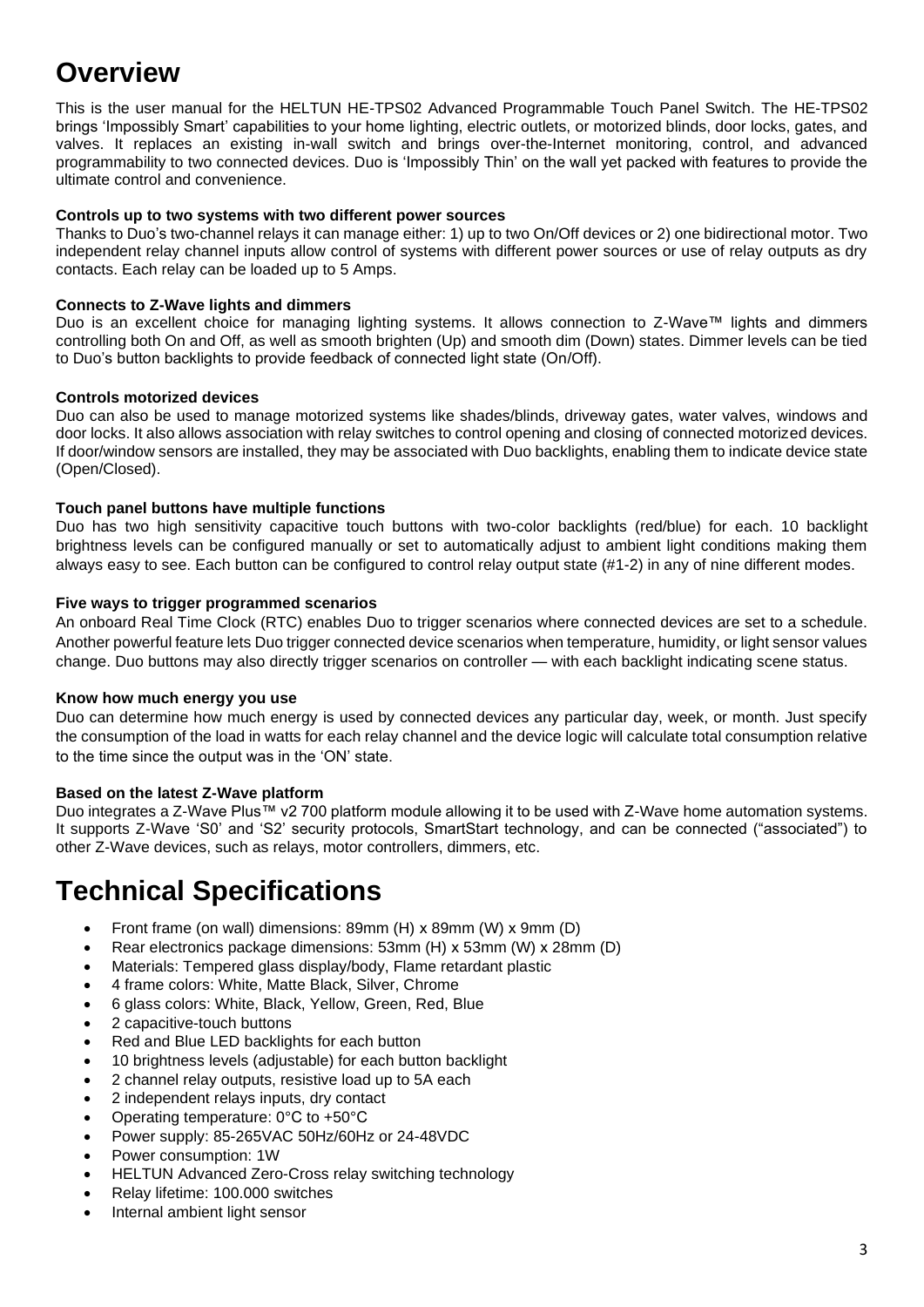# Overview

This is the user manual for the HELTUN HE-TPS02 Advanced Programmable Touch Panel Switch. The HE-TPS02 brings 'Impossibly Smart' capabilities to your home lighting, electric outlets, or motorized blinds, door locks, gates, and valves. It replaces an existing in-wall switch and brings over-the-Internet monitoring, control, and advanced programmability to two connected devices. Duo is 'Impossibly Thin' on the wall yet packed with features to provide the ultimate control and convenience.

**Controls up to two systems with two different power sources**

Thanks to Duo's two-channel relays it can manage either: 1) up to two On/Off devices or 2) one bidirectional motor. Two independent relay channel inputs allow control of systems with different power sources or use of relay outputs as dry contacts. Each relay can be loaded up to 5 Amps.

**Connects to Z-Wave lights and dimmers**

Duo is an excellent choice for managing lighting systems. It allows connection to Z-Wave™ lights and dimmers controlling both On and Off, as well as smooth brighten (Up) and smooth dim (Down) states. Dimmer levels can be tied to Duo's button backlights to provide feedback of connected light state (On/Off).

**Controls motorized devices**

Duo can also be used to manage motorized systems like shades/blinds, driveway gates, water valves, windows and door locks. It also allows association with relay switches to control opening and closing of connected motorized devices. If door/window sensors are installed, they may be associated with Duo backlights, enabling them to indicate device state (Open/Closed).

**Touch panel buttons have multiple functions**

Duo has two high sensitivity capacitive touch buttons with two-color backlights (red/blue) for each. 10 backlight brightness levels can be configured manually or set to automatically adjust to ambient light conditions making them always easy to see. Each button can be configured to control relay output state (#1-2) in any of nine different modes.

**Five ways to trigger programmed scenarios**

An onboard Real Time Clock (RTC) enables Duo to trigger scenarios where connected devices are set to a schedule. Another powerful feature lets Duo trigger connected device scenarios when temperature, humidity, or light sensor values change. Duo buttons may also directly trigger scenarios on controller — with each backlight indicating scene status.

**Know how much energy you use**

Duo can determine how much energy is used by connected devices any particular day, week, or month. Just specify the consumption of the load in watts for each relay channel and the device logic will calculate total consumption relative to the time since the output was in the 'ON' state.

**Based on the latest Z-Wave platform**

Duo integrates a Z-Wave Plus™ v2 700 platform module allowing it to be used with Z-Wave home automation systems. It supports Z-Wave 'S0' and 'S2' security protocols, SmartStart technology, and can be connected ("associated") to other Z-Wave devices, such as relays, motor controllers, dimmers, etc.

# Technical Specifications

- Front frame (on wall) dimensions: 89mm (H) x 89mm (W) x 9mm (D)
- Rear electronics package dimensions: 53mm (H) x 53mm (W) x 28mm (D)
- Materials: Tempered glass display/body, Flame retardant plastic
- 4 frame colors: White, Matte Black, Silver, Chrome
- 6 glass colors: White, Black, Yellow, Green, Red, Blue
- 2 capacitive-touch buttons
- Red and Blue LED backlights for each button
- 10 brightness levels (adjustable) for each button backlight
- 2 channel relay outputs, resistive load up to 5A each
- 2 independent relays inputs, dry contact
- Operating temperature: 0°C to +50°C
- Power supply: 85-265VAC 50Hz/60Hz or 24-48VDC
- Power consumption: 1W
- HELTUN Advanced Zero-Cross relay switching technology
- Relay lifetime: 100.000 switches
- Internal ambient light sensor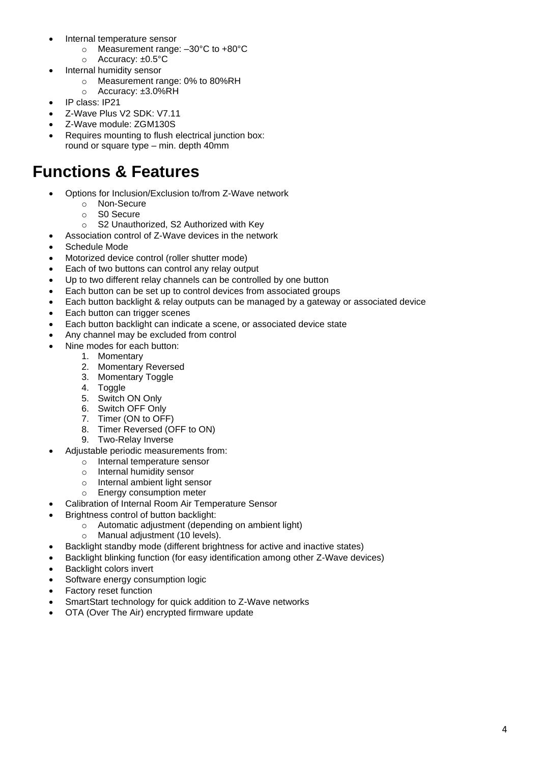- Internal temperature sensor
  - Measurement range: –30°C to +80°C
  - Accuracy: ±0.5°C
- Internal humidity sensor
  - Measurement range: 0% to 80%RH
  - Accuracy: ±3.0%RH
- IP class: IP21
- Z-Wave Plus V2 SDK: V7.11
- Z-Wave module: ZGM130S
- Requires mounting to flush electrical junction box: round or square type – min. depth 40mm

# Functions & Features

- Options for Inclusion/Exclusion to/from Z-Wave network
  - Non-Secure
  - S0 Secure
  - S2 Unauthorized, S2 Authorized with Key
- Association control of Z-Wave devices in the network
- Schedule Mode
- Motorized device control (roller shutter mode)
- Each of two buttons can control any relay output
- Up to two different relay channels can be controlled by one button
- Each button can be set up to control devices from associated groups
- Each button backlight & relay outputs can be managed by a gateway or associated device
- Each button can trigger scenes
- Each button backlight can indicate a scene, or associated device state
- Any channel may be excluded from control
- Nine modes for each button:
  1. Momentary
  2. Momentary Reversed
  3. Momentary Toggle
  4. Toggle
  5. Switch ON Only
  6. Switch OFF Only
  7. Timer (ON to OFF)
  8. Timer Reversed (OFF to ON)
  9. Two-Relay Inverse
- Adjustable periodic measurements from:
  - Internal temperature sensor
  - Internal humidity sensor
  - Internal ambient light sensor
  - Energy consumption meter
- Calibration of Internal Room Air Temperature Sensor
- Brightness control of button backlight:
  - Automatic adjustment (depending on ambient light)
  - Manual adjustment (10 levels).
- Backlight standby mode (different brightness for active and inactive states)
- Backlight blinking function (for easy identification among other Z-Wave devices)
- Backlight colors invert
- Software energy consumption logic
- Factory reset function
- SmartStart technology for quick addition to Z-Wave networks
- OTA (Over The Air) encrypted firmware update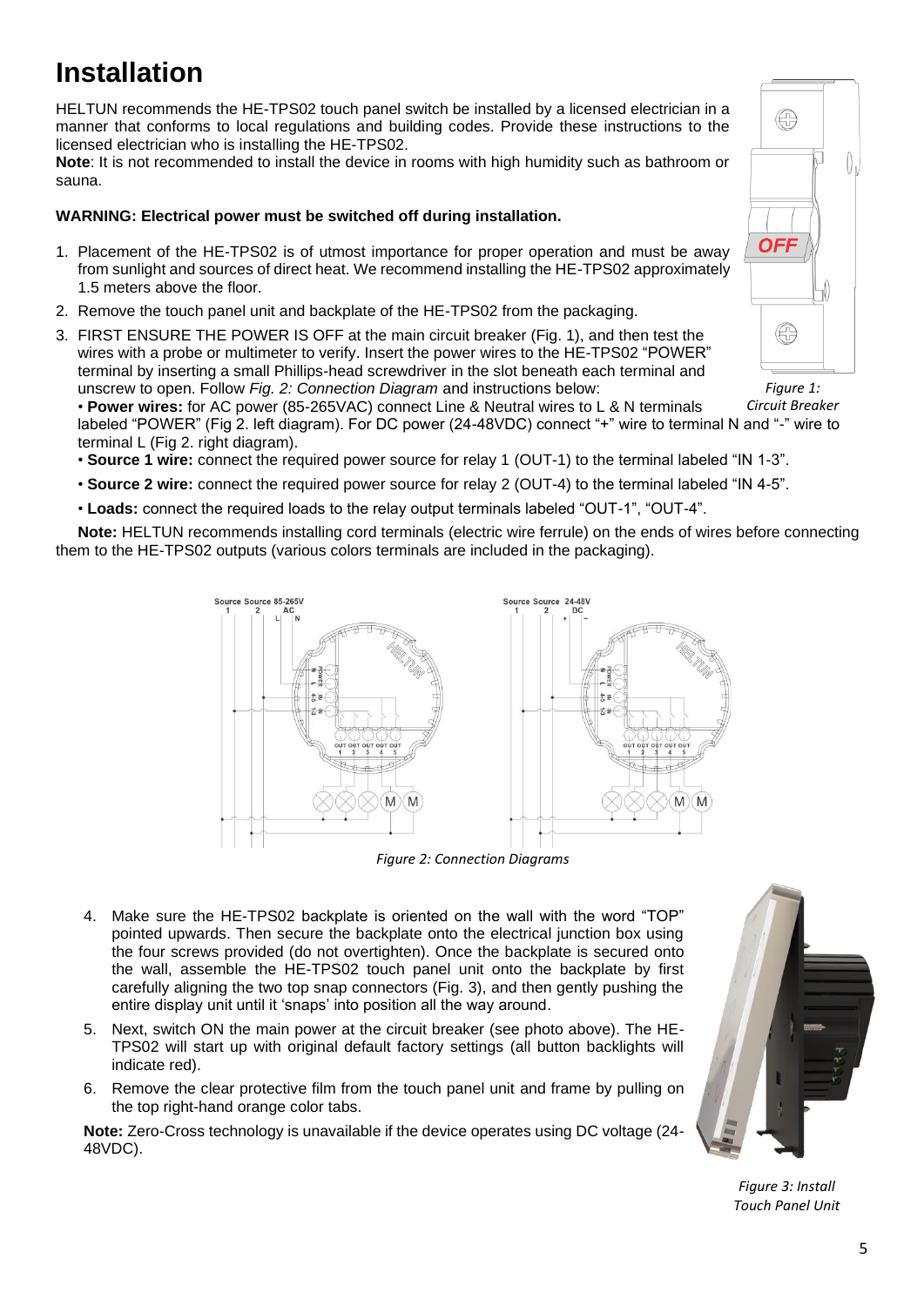# Installation

HELTUN recommends the HE-TPS02 touch panel switch be installed by a licensed electrician in a manner that conforms to local regulations and building codes. Provide these instructions to the licensed electrician who is installing the HE-TPS02.

**Note**: It is not recommended to install the device in rooms with high humidity such as bathroom or sauna.

**WARNING: Electrical power must be switched off during installation.**

1. Placement of the HE-TPS02 is of utmost importance for proper operation and must be away from sunlight and sources of direct heat. We recommend installing the HE-TPS02 approximately 1.5 meters above the floor.
2. Remove the touch panel unit and backplate of the HE-TPS02 from the packaging.
3. FIRST ENSURE THE POWER IS OFF at the main circuit breaker (Fig. 1), and then test the wires with a probe or multimeter to verify. Insert the power wires to the HE-TPS02 "POWER" terminal by inserting a small Phillips-head screwdriver in the slot beneath each terminal and unscrew to open. Follow *Fig. 2: Connection Diagram* and instructions below:
   - **Power wires:** for AC power (85-265VAC) connect Line & Neutral wires to L & N terminals labeled "POWER" (Fig 2. left diagram). For DC power (24-48VDC) connect "+" wire to terminal N and "-" wire to terminal L (Fig 2. right diagram).
   - **Source 1 wire:** connect the required power source for relay 1 (OUT-1) to the terminal labeled "IN 1-3".
   - **Source 2 wire:** connect the required power source for relay 2 (OUT-4) to the terminal labeled "IN 4-5".
   - **Loads:** connect the required loads to the relay output terminals labeled "OUT-1", "OUT-4".

   **Note:** HELTUN recommends installing cord terminals (electric wire ferrule) on the ends of wires before connecting them to the HE-TPS02 outputs (various colors terminals are included in the packaging).

*Figure 1: Circuit Breaker*

*Figure 2: Connection Diagrams*

4. Make sure the HE-TPS02 backplate is oriented on the wall with the word "TOP" pointed upwards. Then secure the backplate onto the electrical junction box using the four screws provided (do not overtighten). Once the backplate is secured onto the wall, assemble the HE-TPS02 touch panel unit onto the backplate by first carefully aligning the two top snap connectors (Fig. 3), and then gently pushing the entire display unit until it 'snaps' into position all the way around.
5. Next, switch ON the main power at the circuit breaker (see photo above). The HE-TPS02 will start up with original default factory settings (all button backlights will indicate red).
6. Remove the clear protective film from the touch panel unit and frame by pulling on the top right-hand orange color tabs.

**Note:** Zero-Cross technology is unavailable if the device operates using DC voltage (24-48VDC).

*Figure 3: Install Touch Panel Unit*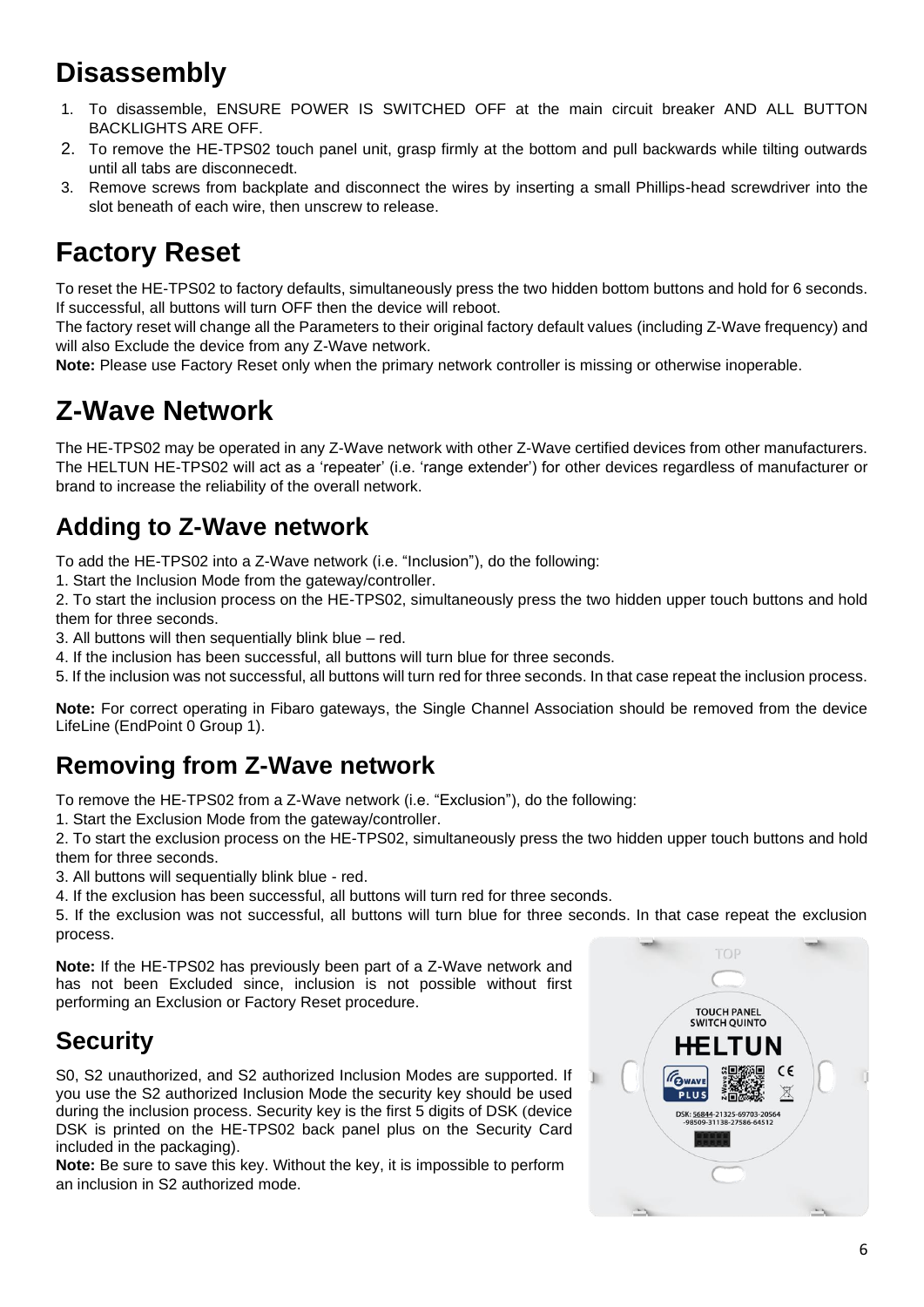# Disassembly

1. To disassemble, ENSURE POWER IS SWITCHED OFF at the main circuit breaker AND ALL BUTTON BACKLIGHTS ARE OFF.
2. To remove the HE-TPS02 touch panel unit, grasp firmly at the bottom and pull backwards while tilting outwards until all tabs are disconnecedt.
3. Remove screws from backplate and disconnect the wires by inserting a small Phillips-head screwdriver into the slot beneath of each wire, then unscrew to release.

# Factory Reset

To reset the HE-TPS02 to factory defaults, simultaneously press the two hidden bottom buttons and hold for 6 seconds. If successful, all buttons will turn OFF then the device will reboot.

The factory reset will change all the Parameters to their original factory default values (including Z-Wave frequency) and will also Exclude the device from any Z-Wave network.

**Note:** Please use Factory Reset only when the primary network controller is missing or otherwise inoperable.

# Z-Wave Network

The HE-TPS02 may be operated in any Z-Wave network with other Z-Wave certified devices from other manufacturers. The HELTUN HE-TPS02 will act as a 'repeater' (i.e. 'range extender') for other devices regardless of manufacturer or brand to increase the reliability of the overall network.

## Adding to Z-Wave network

To add the HE-TPS02 into a Z-Wave network (i.e. "Inclusion"), do the following:

1. Start the Inclusion Mode from the gateway/controller.
2. To start the inclusion process on the HE-TPS02, simultaneously press the two hidden upper touch buttons and hold them for three seconds.
3. All buttons will then sequentially blink blue – red.
4. If the inclusion has been successful, all buttons will turn blue for three seconds.
5. If the inclusion was not successful, all buttons will turn red for three seconds. In that case repeat the inclusion process.

**Note:** For correct operating in Fibaro gateways, the Single Channel Association should be removed from the device LifeLine (EndPoint 0 Group 1).

## Removing from Z-Wave network

To remove the HE-TPS02 from a Z-Wave network (i.e. "Exclusion"), do the following:

1. Start the Exclusion Mode from the gateway/controller.
2. To start the exclusion process on the HE-TPS02, simultaneously press the two hidden upper touch buttons and hold them for three seconds.
3. All buttons will sequentially blink blue - red.
4. If the exclusion has been successful, all buttons will turn red for three seconds.
5. If the exclusion was not successful, all buttons will turn blue for three seconds. In that case repeat the exclusion process.

**Note:** If the HE-TPS02 has previously been part of a Z-Wave network and has not been Excluded since, inclusion is not possible without first performing an Exclusion or Factory Reset procedure.

## Security

S0, S2 unauthorized, and S2 authorized Inclusion Modes are supported. If you use the S2 authorized Inclusion Mode the security key should be used during the inclusion process. Security key is the first 5 digits of DSK (device DSK is printed on the HE-TPS02 back panel plus on the Security Card included in the packaging).

**Note:** Be sure to save this key. Without the key, it is impossible to perform an inclusion in S2 authorized mode.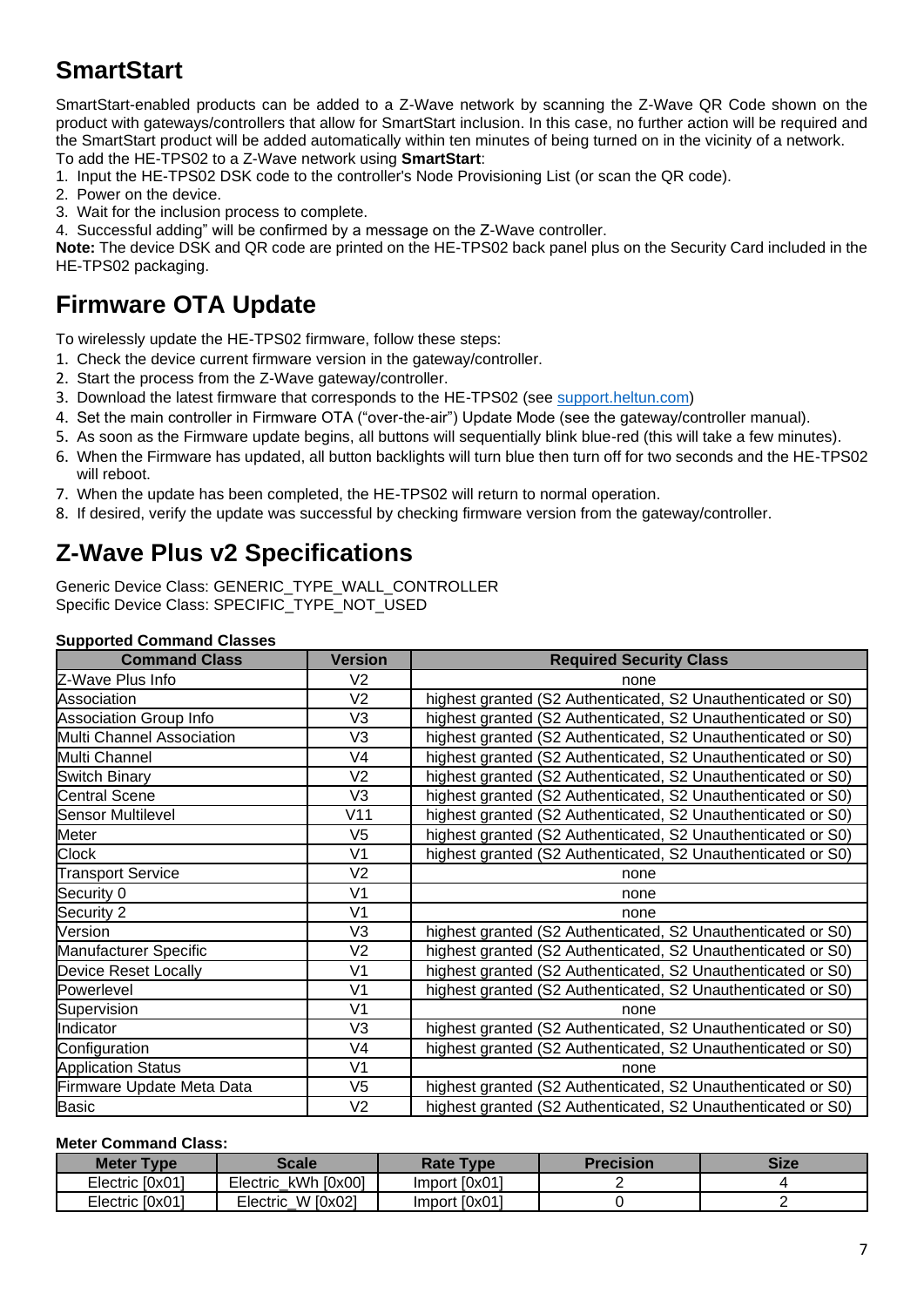## SmartStart

SmartStart-enabled products can be added to a Z-Wave network by scanning the Z-Wave QR Code shown on the product with gateways/controllers that allow for SmartStart inclusion. In this case, no further action will be required and the SmartStart product will be added automatically within ten minutes of being turned on in the vicinity of a network.
To add the HE-TPS02 to a Z-Wave network using **SmartStart**:

1. Input the HE-TPS02 DSK code to the controller's Node Provisioning List (or scan the QR code).
2. Power on the device.
3. Wait for the inclusion process to complete.
4. Successful adding" will be confirmed by a message on the Z-Wave controller.

**Note:** The device DSK and QR code are printed on the HE-TPS02 back panel plus on the Security Card included in the HE-TPS02 packaging.

## Firmware OTA Update

To wirelessly update the HE-TPS02 firmware, follow these steps:

1. Check the device current firmware version in the gateway/controller.
2. Start the process from the Z-Wave gateway/controller.
3. Download the latest firmware that corresponds to the HE-TPS02 (see support.heltun.com)
4. Set the main controller in Firmware OTA ("over-the-air") Update Mode (see the gateway/controller manual).
5. As soon as the Firmware update begins, all buttons will sequentially blink blue-red (this will take a few minutes).
6. When the Firmware has updated, all button backlights will turn blue then turn off for two seconds and the HE-TPS02 will reboot.
7. When the update has been completed, the HE-TPS02 will return to normal operation.
8. If desired, verify the update was successful by checking firmware version from the gateway/controller.

## Z-Wave Plus v2 Specifications

Generic Device Class: GENERIC_TYPE_WALL_CONTROLLER
Specific Device Class: SPECIFIC_TYPE_NOT_USED

**Supported Command Classes**

| Command Class | Version | Required Security Class |
|---|---|---|
| Z-Wave Plus Info | V2 | none |
| Association | V2 | highest granted (S2 Authenticated, S2 Unauthenticated or S0) |
| Association Group Info | V3 | highest granted (S2 Authenticated, S2 Unauthenticated or S0) |
| Multi Channel Association | V3 | highest granted (S2 Authenticated, S2 Unauthenticated or S0) |
| Multi Channel | V4 | highest granted (S2 Authenticated, S2 Unauthenticated or S0) |
| Switch Binary | V2 | highest granted (S2 Authenticated, S2 Unauthenticated or S0) |
| Central Scene | V3 | highest granted (S2 Authenticated, S2 Unauthenticated or S0) |
| Sensor Multilevel | V11 | highest granted (S2 Authenticated, S2 Unauthenticated or S0) |
| Meter | V5 | highest granted (S2 Authenticated, S2 Unauthenticated or S0) |
| Clock | V1 | highest granted (S2 Authenticated, S2 Unauthenticated or S0) |
| Transport Service | V2 | none |
| Security 0 | V1 | none |
| Security 2 | V1 | none |
| Version | V3 | highest granted (S2 Authenticated, S2 Unauthenticated or S0) |
| Manufacturer Specific | V2 | highest granted (S2 Authenticated, S2 Unauthenticated or S0) |
| Device Reset Locally | V1 | highest granted (S2 Authenticated, S2 Unauthenticated or S0) |
| Powerlevel | V1 | highest granted (S2 Authenticated, S2 Unauthenticated or S0) |
| Supervision | V1 | none |
| Indicator | V3 | highest granted (S2 Authenticated, S2 Unauthenticated or S0) |
| Configuration | V4 | highest granted (S2 Authenticated, S2 Unauthenticated or S0) |
| Application Status | V1 | none |
| Firmware Update Meta Data | V5 | highest granted (S2 Authenticated, S2 Unauthenticated or S0) |
| Basic | V2 | highest granted (S2 Authenticated, S2 Unauthenticated or S0) |

**Meter Command Class:**

| Meter Type | Scale | Rate Type | Precision | Size |
|---|---|---|---|---|
| Electric [0x01] | Electric_kWh [0x00] | Import [0x01] | 2 | 4 |
| Electric [0x01] | Electric_W [0x02] | Import [0x01] | 0 | 2 |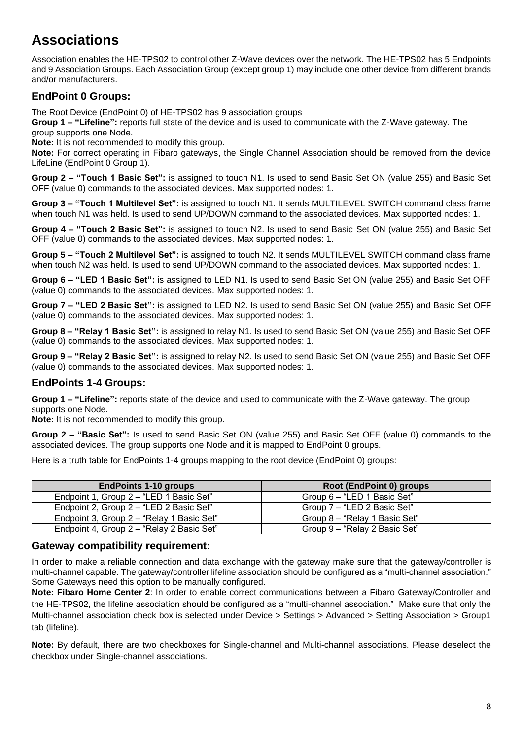# Associations

Association enables the HE-TPS02 to control other Z-Wave devices over the network. The HE-TPS02 has 5 Endpoints and 9 Association Groups. Each Association Group (except group 1) may include one other device from different brands and/or manufacturers.

## EndPoint 0 Groups:

The Root Device (EndPoint 0) of HE-TPS02 has 9 association groups

**Group 1 – "Lifeline":** reports full state of the device and is used to communicate with the Z-Wave gateway. The group supports one Node.

**Note:** It is not recommended to modify this group.

**Note:** For correct operating in Fibaro gateways, the Single Channel Association should be removed from the device LifeLine (EndPoint 0 Group 1).

**Group 2 – "Touch 1 Basic Set":** is assigned to touch N1. Is used to send Basic Set ON (value 255) and Basic Set OFF (value 0) commands to the associated devices. Max supported nodes: 1.

**Group 3 – "Touch 1 Multilevel Set":** is assigned to touch N1. It sends MULTILEVEL SWITCH command class frame when touch N1 was held. Is used to send UP/DOWN command to the associated devices. Max supported nodes: 1.

**Group 4 – "Touch 2 Basic Set":** is assigned to touch N2. Is used to send Basic Set ON (value 255) and Basic Set OFF (value 0) commands to the associated devices. Max supported nodes: 1.

**Group 5 – "Touch 2 Multilevel Set":** is assigned to touch N2. It sends MULTILEVEL SWITCH command class frame when touch N2 was held. Is used to send UP/DOWN command to the associated devices. Max supported nodes: 1.

**Group 6 – "LED 1 Basic Set":** is assigned to LED N1. Is used to send Basic Set ON (value 255) and Basic Set OFF (value 0) commands to the associated devices. Max supported nodes: 1.

**Group 7 – "LED 2 Basic Set":** is assigned to LED N2. Is used to send Basic Set ON (value 255) and Basic Set OFF (value 0) commands to the associated devices. Max supported nodes: 1.

**Group 8 – "Relay 1 Basic Set":** is assigned to relay N1. Is used to send Basic Set ON (value 255) and Basic Set OFF (value 0) commands to the associated devices. Max supported nodes: 1.

**Group 9 – "Relay 2 Basic Set":** is assigned to relay N2. Is used to send Basic Set ON (value 255) and Basic Set OFF (value 0) commands to the associated devices. Max supported nodes: 1.

## EndPoints 1-4 Groups:

**Group 1 – "Lifeline":** reports state of the device and used to communicate with the Z-Wave gateway. The group supports one Node.

**Note:** It is not recommended to modify this group.

**Group 2 – "Basic Set":** Is used to send Basic Set ON (value 255) and Basic Set OFF (value 0) commands to the associated devices. The group supports one Node and it is mapped to EndPoint 0 groups.

Here is a truth table for EndPoints 1-4 groups mapping to the root device (EndPoint 0) groups:

| EndPoints 1-10 groups | Root (EndPoint 0) groups |
|---|---|
| Endpoint 1, Group 2 – "LED 1 Basic Set" | Group 6 – "LED 1 Basic Set" |
| Endpoint 2, Group 2 – "LED 2 Basic Set" | Group 7 – "LED 2 Basic Set" |
| Endpoint 3, Group 2 – "Relay 1 Basic Set" | Group 8 – "Relay 1 Basic Set" |
| Endpoint 4, Group 2 – "Relay 2 Basic Set" | Group 9 – "Relay 2 Basic Set" |

## Gateway compatibility requirement:

In order to make a reliable connection and data exchange with the gateway make sure that the gateway/controller is multi-channel capable. The gateway/controller lifeline association should be configured as a "multi-channel association." Some Gateways need this option to be manually configured.

**Note: Fibaro Home Center 2**: In order to enable correct communications between a Fibaro Gateway/Controller and the HE-TPS02, the lifeline association should be configured as a "multi-channel association." Make sure that only the Multi-channel association check box is selected under Device > Settings > Advanced > Setting Association > Group1 tab (lifeline).

**Note:** By default, there are two checkboxes for Single-channel and Multi-channel associations. Please deselect the checkbox under Single-channel associations.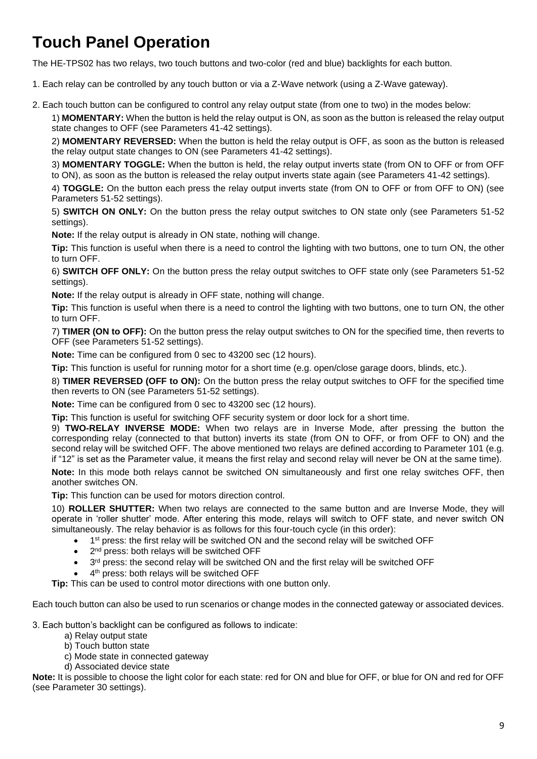# Touch Panel Operation

The HE-TPS02 has two relays, two touch buttons and two-color (red and blue) backlights for each button.

1. Each relay can be controlled by any touch button or via a Z-Wave network (using a Z-Wave gateway).

2. Each touch button can be configured to control any relay output state (from one to two) in the modes below:

1) **MOMENTARY:** When the button is held the relay output is ON, as soon as the button is released the relay output state changes to OFF (see Parameters 41-42 settings).

2) **MOMENTARY REVERSED:** When the button is held the relay output is OFF, as soon as the button is released the relay output state changes to ON (see Parameters 41-42 settings).

3) **MOMENTARY TOGGLE:** When the button is held, the relay output inverts state (from ON to OFF or from OFF to ON), as soon as the button is released the relay output inverts state again (see Parameters 41-42 settings).

4) **TOGGLE:** On the button each press the relay output inverts state (from ON to OFF or from OFF to ON) (see Parameters 51-52 settings).

5) **SWITCH ON ONLY:** On the button press the relay output switches to ON state only (see Parameters 51-52 settings).

**Note:** If the relay output is already in ON state, nothing will change.

**Tip:** This function is useful when there is a need to control the lighting with two buttons, one to turn ON, the other to turn OFF.

6) **SWITCH OFF ONLY:** On the button press the relay output switches to OFF state only (see Parameters 51-52 settings).

**Note:** If the relay output is already in OFF state, nothing will change.

**Tip:** This function is useful when there is a need to control the lighting with two buttons, one to turn ON, the other to turn OFF.

7) **TIMER (ON to OFF):** On the button press the relay output switches to ON for the specified time, then reverts to OFF (see Parameters 51-52 settings).

**Note:** Time can be configured from 0 sec to 43200 sec (12 hours).

**Tip:** This function is useful for running motor for a short time (e.g. open/close garage doors, blinds, etc.).

8) **TIMER REVERSED (OFF to ON):** On the button press the relay output switches to OFF for the specified time then reverts to ON (see Parameters 51-52 settings).

**Note:** Time can be configured from 0 sec to 43200 sec (12 hours).

**Tip:** This function is useful for switching OFF security system or door lock for a short time.

9) **TWO-RELAY INVERSE MODE:** When two relays are in Inverse Mode, after pressing the button the corresponding relay (connected to that button) inverts its state (from ON to OFF, or from OFF to ON) and the second relay will be switched OFF. The above mentioned two relays are defined according to Parameter 101 (e.g. if "12" is set as the Parameter value, it means the first relay and second relay will never be ON at the same time).

**Note:** In this mode both relays cannot be switched ON simultaneously and first one relay switches OFF, then another switches ON.

**Tip:** This function can be used for motors direction control.

10) **ROLLER SHUTTER:** When two relays are connected to the same button and are Inverse Mode, they will operate in 'roller shutter' mode. After entering this mode, relays will switch to OFF state, and never switch ON simultaneously. The relay behavior is as follows for this four-touch cycle (in this order):

- 1st press: the first relay will be switched ON and the second relay will be switched OFF
- 2nd press: both relays will be switched OFF
- 3rd press: the second relay will be switched ON and the first relay will be switched OFF
- 4th press: both relays will be switched OFF

**Tip:** This can be used to control motor directions with one button only.

Each touch button can also be used to run scenarios or change modes in the connected gateway or associated devices.

3. Each button's backlight can be configured as follows to indicate:

a) Relay output state
b) Touch button state
c) Mode state in connected gateway
d) Associated device state

**Note:** It is possible to choose the light color for each state: red for ON and blue for OFF, or blue for ON and red for OFF (see Parameter 30 settings).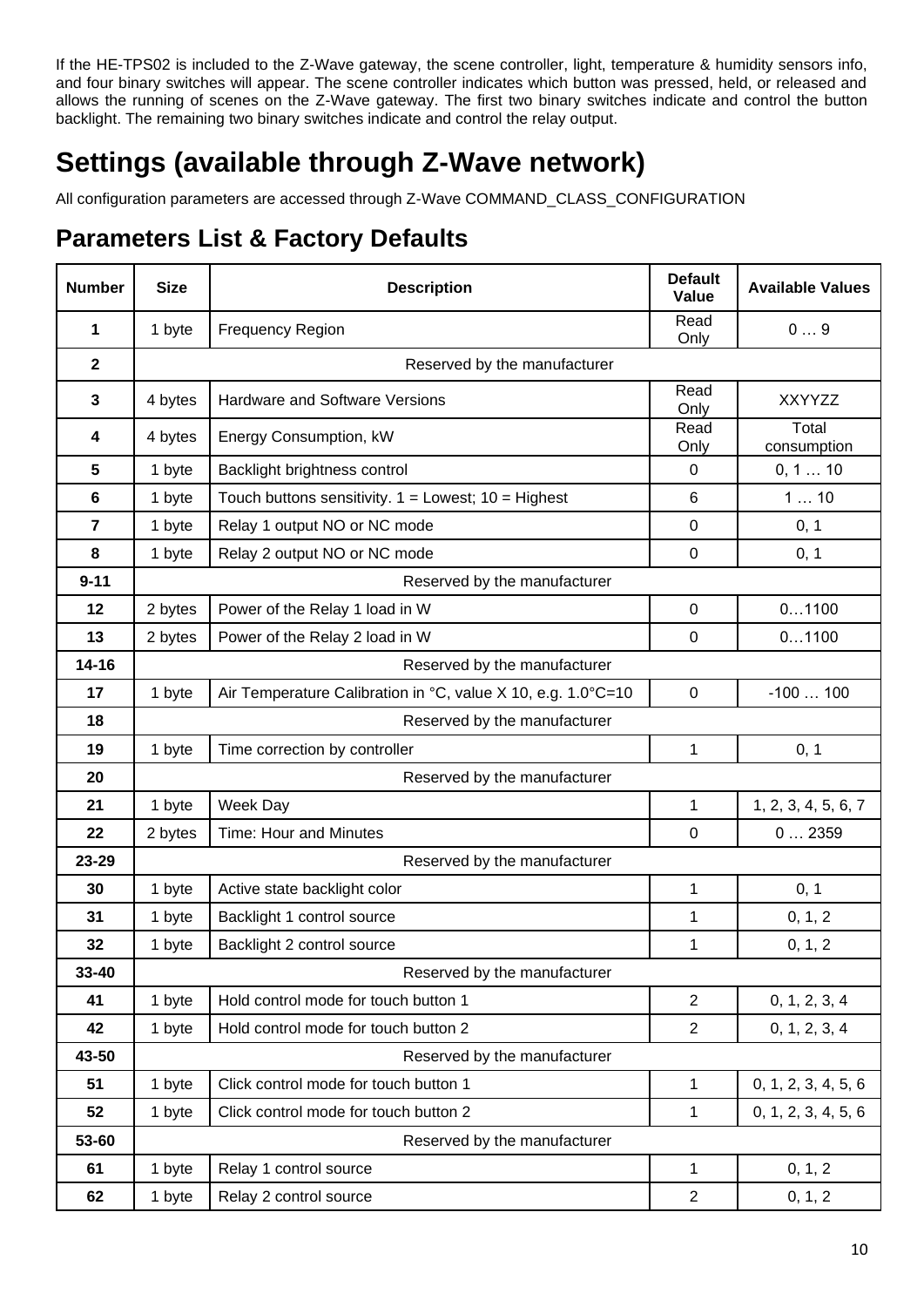If the HE-TPS02 is included to the Z-Wave gateway, the scene controller, light, temperature & humidity sensors info, and four binary switches will appear. The scene controller indicates which button was pressed, held, or released and allows the running of scenes on the Z-Wave gateway. The first two binary switches indicate and control the button backlight. The remaining two binary switches indicate and control the relay output.

# Settings (available through Z-Wave network)

All configuration parameters are accessed through Z-Wave COMMAND_CLASS_CONFIGURATION

## Parameters List & Factory Defaults

| Number | Size | Description | Default Value | Available Values |
|---|---|---|---|---|
| 1 | 1 byte | Frequency Region | Read Only | 0 … 9 |
| 2 | Reserved by the manufacturer | | | |
| 3 | 4 bytes | Hardware and Software Versions | Read Only | XXYYZZ |
| 4 | 4 bytes | Energy Consumption, kW | Read Only | Total consumption |
| 5 | 1 byte | Backlight brightness control | 0 | 0, 1 … 10 |
| 6 | 1 byte | Touch buttons sensitivity. 1 = Lowest; 10 = Highest | 6 | 1 … 10 |
| 7 | 1 byte | Relay 1 output NO or NC mode | 0 | 0, 1 |
| 8 | 1 byte | Relay 2 output NO or NC mode | 0 | 0, 1 |
| 9-11 | Reserved by the manufacturer | | | |
| 12 | 2 bytes | Power of the Relay 1 load in W | 0 | 0…1100 |
| 13 | 2 bytes | Power of the Relay 2 load in W | 0 | 0…1100 |
| 14-16 | Reserved by the manufacturer | | | |
| 17 | 1 byte | Air Temperature Calibration in °C, value X 10, e.g. 1.0°C=10 | 0 | -100 … 100 |
| 18 | Reserved by the manufacturer | | | |
| 19 | 1 byte | Time correction by controller | 1 | 0, 1 |
| 20 | Reserved by the manufacturer | | | |
| 21 | 1 byte | Week Day | 1 | 1, 2, 3, 4, 5, 6, 7 |
| 22 | 2 bytes | Time: Hour and Minutes | 0 | 0 … 2359 |
| 23-29 | Reserved by the manufacturer | | | |
| 30 | 1 byte | Active state backlight color | 1 | 0, 1 |
| 31 | 1 byte | Backlight 1 control source | 1 | 0, 1, 2 |
| 32 | 1 byte | Backlight 2 control source | 1 | 0, 1, 2 |
| 33-40 | Reserved by the manufacturer | | | |
| 41 | 1 byte | Hold control mode for touch button 1 | 2 | 0, 1, 2, 3, 4 |
| 42 | 1 byte | Hold control mode for touch button 2 | 2 | 0, 1, 2, 3, 4 |
| 43-50 | Reserved by the manufacturer | | | |
| 51 | 1 byte | Click control mode for touch button 1 | 1 | 0, 1, 2, 3, 4, 5, 6 |
| 52 | 1 byte | Click control mode for touch button 2 | 1 | 0, 1, 2, 3, 4, 5, 6 |
| 53-60 | Reserved by the manufacturer | | | |
| 61 | 1 byte | Relay 1 control source | 1 | 0, 1, 2 |
| 62 | 1 byte | Relay 2 control source | 2 | 0, 1, 2 |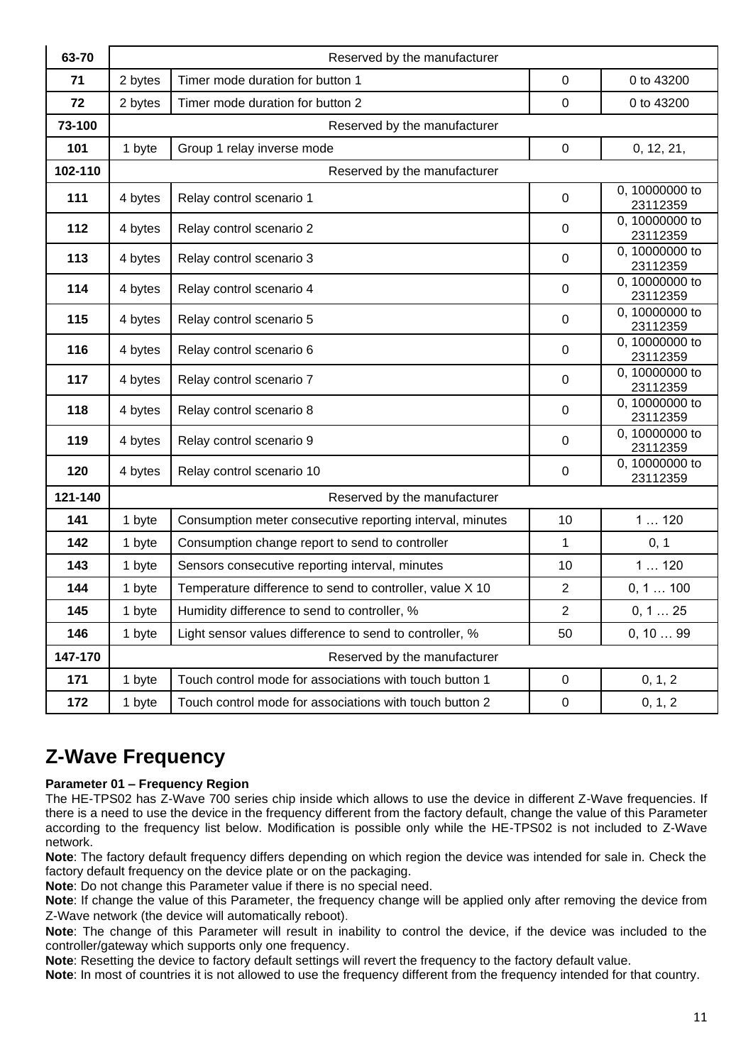| 63-70 | Reserved by the manufacturer | | | |
|---|---|---|---|---|
| 71 | 2 bytes | Timer mode duration for button 1 | 0 | 0 to 43200 |
| 72 | 2 bytes | Timer mode duration for button 2 | 0 | 0 to 43200 |
| 73-100 | Reserved by the manufacturer | | | |
| 101 | 1 byte | Group 1 relay inverse mode | 0 | 0, 12, 21, |
| 102-110 | Reserved by the manufacturer | | | |
| 111 | 4 bytes | Relay control scenario 1 | 0 | 0, 10000000 to 23112359 |
| 112 | 4 bytes | Relay control scenario 2 | 0 | 0, 10000000 to 23112359 |
| 113 | 4 bytes | Relay control scenario 3 | 0 | 0, 10000000 to 23112359 |
| 114 | 4 bytes | Relay control scenario 4 | 0 | 0, 10000000 to 23112359 |
| 115 | 4 bytes | Relay control scenario 5 | 0 | 0, 10000000 to 23112359 |
| 116 | 4 bytes | Relay control scenario 6 | 0 | 0, 10000000 to 23112359 |
| 117 | 4 bytes | Relay control scenario 7 | 0 | 0, 10000000 to 23112359 |
| 118 | 4 bytes | Relay control scenario 8 | 0 | 0, 10000000 to 23112359 |
| 119 | 4 bytes | Relay control scenario 9 | 0 | 0, 10000000 to 23112359 |
| 120 | 4 bytes | Relay control scenario 10 | 0 | 0, 10000000 to 23112359 |
| 121-140 | Reserved by the manufacturer | | | |
| 141 | 1 byte | Consumption meter consecutive reporting interval, minutes | 10 | 1 … 120 |
| 142 | 1 byte | Consumption change report to send to controller | 1 | 0, 1 |
| 143 | 1 byte | Sensors consecutive reporting interval, minutes | 10 | 1 … 120 |
| 144 | 1 byte | Temperature difference to send to controller, value X 10 | 2 | 0, 1 … 100 |
| 145 | 1 byte | Humidity difference to send to controller, % | 2 | 0, 1 … 25 |
| 146 | 1 byte | Light sensor values difference to send to controller, % | 50 | 0, 10 … 99 |
| 147-170 | Reserved by the manufacturer | | | |
| 171 | 1 byte | Touch control mode for associations with touch button 1 | 0 | 0, 1, 2 |
| 172 | 1 byte | Touch control mode for associations with touch button 2 | 0 | 0, 1, 2 |

## Z-Wave Frequency

**Parameter 01 – Frequency Region**

The HE-TPS02 has Z-Wave 700 series chip inside which allows to use the device in different Z-Wave frequencies. If there is a need to use the device in the frequency different from the factory default, change the value of this Parameter according to the frequency list below. Modification is possible only while the HE-TPS02 is not included to Z-Wave network.

**Note**: The factory default frequency differs depending on which region the device was intended for sale in. Check the factory default frequency on the device plate or on the packaging.

**Note**: Do not change this Parameter value if there is no special need.

**Note**: If change the value of this Parameter, the frequency change will be applied only after removing the device from Z-Wave network (the device will automatically reboot).

**Note**: The change of this Parameter will result in inability to control the device, if the device was included to the controller/gateway which supports only one frequency.

**Note**: Resetting the device to factory default settings will revert the frequency to the factory default value.

**Note**: In most of countries it is not allowed to use the frequency different from the frequency intended for that country.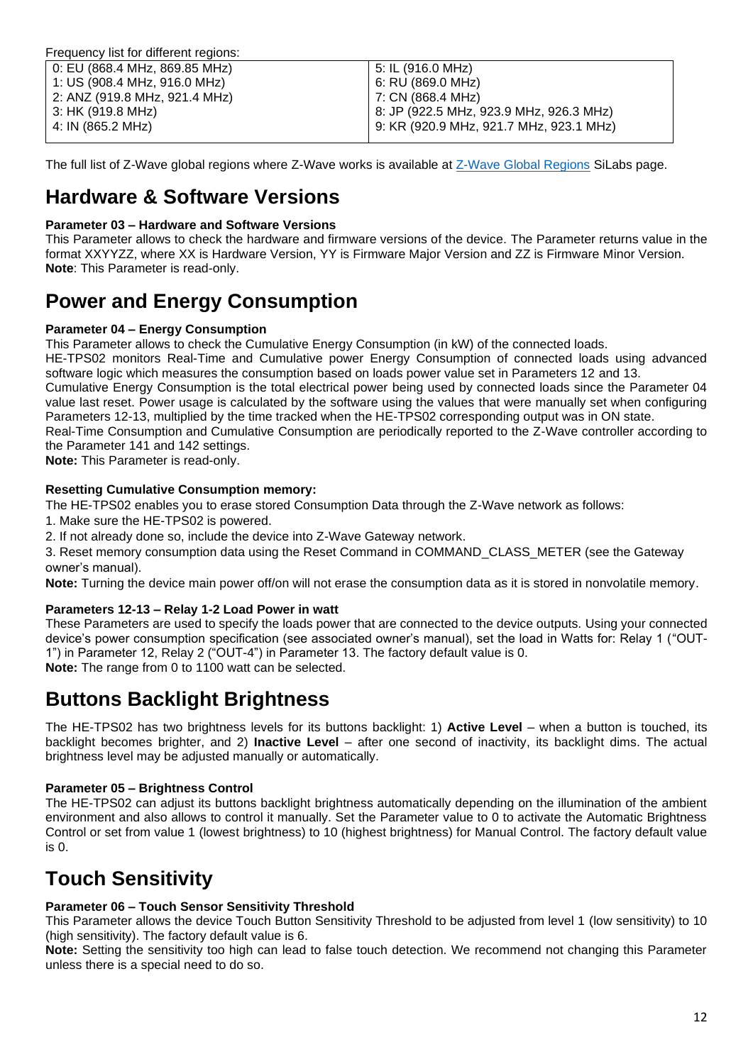Frequency list for different regions:

| 0: EU (868.4 MHz, 869.85 MHz)<br>1: US (908.4 MHz, 916.0 MHz)<br>2: ANZ (919.8 MHz, 921.4 MHz)<br>3: HK (919.8 MHz)<br>4: IN (865.2 MHz) | 5: IL (916.0 MHz)<br>6: RU (869.0 MHz)<br>7: CN (868.4 MHz)<br>8: JP (922.5 MHz, 923.9 MHz, 926.3 MHz)<br>9: KR (920.9 MHz, 921.7 MHz, 923.1 MHz) |
|---|---|

The full list of Z-Wave global regions where Z-Wave works is available at Z-Wave Global Regions SiLabs page.

# Hardware & Software Versions

**Parameter 03 – Hardware and Software Versions**

This Parameter allows to check the hardware and firmware versions of the device. The Parameter returns value in the format XXYYZZ, where XX is Hardware Version, YY is Firmware Major Version and ZZ is Firmware Minor Version.
**Note**: This Parameter is read-only.

# Power and Energy Consumption

**Parameter 04 – Energy Consumption**

This Parameter allows to check the Cumulative Energy Consumption (in kW) of the connected loads.
HE-TPS02 monitors Real-Time and Cumulative power Energy Consumption of connected loads using advanced software logic which measures the consumption based on loads power value set in Parameters 12 and 13.
Cumulative Energy Consumption is the total electrical power being used by connected loads since the Parameter 04 value last reset. Power usage is calculated by the software using the values that were manually set when configuring Parameters 12-13, multiplied by the time tracked when the HE-TPS02 corresponding output was in ON state.
Real-Time Consumption and Cumulative Consumption are periodically reported to the Z-Wave controller according to the Parameter 141 and 142 settings.
**Note:** This Parameter is read-only.

**Resetting Cumulative Consumption memory:**

The HE-TPS02 enables you to erase stored Consumption Data through the Z-Wave network as follows:

1. Make sure the HE-TPS02 is powered.
2. If not already done so, include the device into Z-Wave Gateway network.
3. Reset memory consumption data using the Reset Command in COMMAND_CLASS_METER (see the Gateway owner's manual).

**Note:** Turning the device main power off/on will not erase the consumption data as it is stored in nonvolatile memory.

**Parameters 12-13 – Relay 1-2 Load Power in watt**

These Parameters are used to specify the loads power that are connected to the device outputs. Using your connected device's power consumption specification (see associated owner's manual), set the load in Watts for: Relay 1 ("OUT-1") in Parameter 12, Relay 2 ("OUT-4") in Parameter 13. The factory default value is 0.
**Note:** The range from 0 to 1100 watt can be selected.

# Buttons Backlight Brightness

The HE-TPS02 has two brightness levels for its buttons backlight: 1) **Active Level** – when a button is touched, its backlight becomes brighter, and 2) **Inactive Level** – after one second of inactivity, its backlight dims. The actual brightness level may be adjusted manually or automatically.

**Parameter 05 – Brightness Control**

The HE-TPS02 can adjust its buttons backlight brightness automatically depending on the illumination of the ambient environment and also allows to control it manually. Set the Parameter value to 0 to activate the Automatic Brightness Control or set from value 1 (lowest brightness) to 10 (highest brightness) for Manual Control. The factory default value is 0.

# Touch Sensitivity

**Parameter 06 – Touch Sensor Sensitivity Threshold**

This Parameter allows the device Touch Button Sensitivity Threshold to be adjusted from level 1 (low sensitivity) to 10 (high sensitivity). The factory default value is 6.
**Note:** Setting the sensitivity too high can lead to false touch detection. We recommend not changing this Parameter unless there is a special need to do so.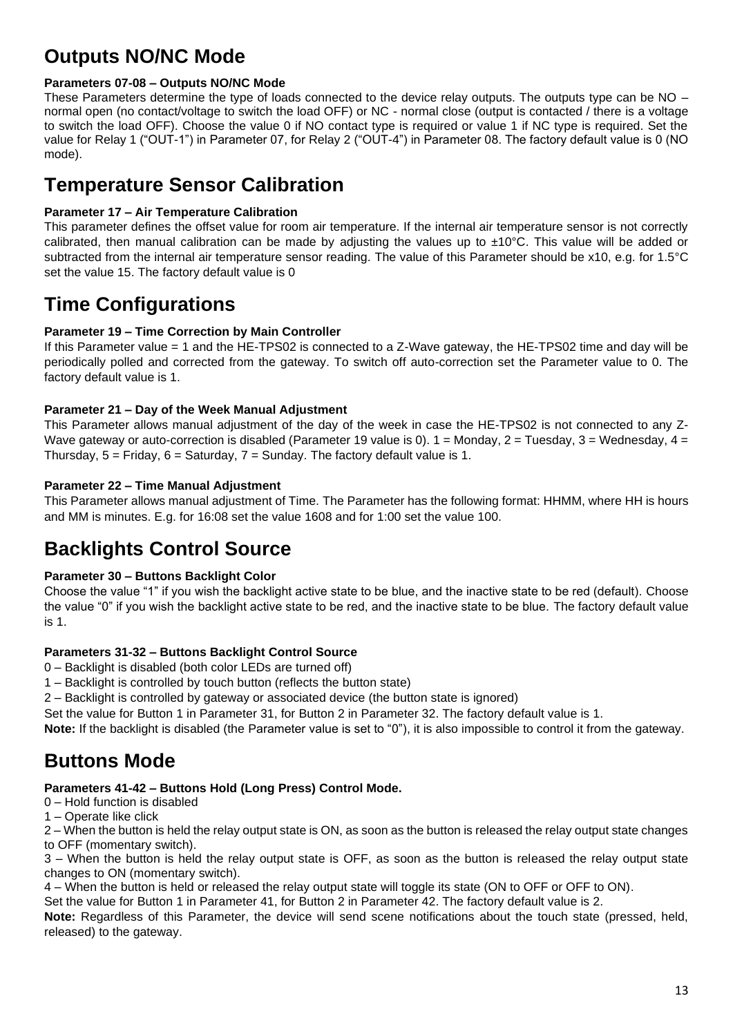## Outputs NO/NC Mode

**Parameters 07-08 – Outputs NO/NC Mode**

These Parameters determine the type of loads connected to the device relay outputs. The outputs type can be NO – normal open (no contact/voltage to switch the load OFF) or NC - normal close (output is contacted / there is a voltage to switch the load OFF). Choose the value 0 if NO contact type is required or value 1 if NC type is required. Set the value for Relay 1 ("OUT-1") in Parameter 07, for Relay 2 ("OUT-4") in Parameter 08. The factory default value is 0 (NO mode).

## Temperature Sensor Calibration

**Parameter 17 – Air Temperature Calibration**

This parameter defines the offset value for room air temperature. If the internal air temperature sensor is not correctly calibrated, then manual calibration can be made by adjusting the values up to ±10°C. This value will be added or subtracted from the internal air temperature sensor reading. The value of this Parameter should be x10, e.g. for 1.5°C set the value 15. The factory default value is 0

## Time Configurations

**Parameter 19 – Time Correction by Main Controller**

If this Parameter value = 1 and the HE-TPS02 is connected to a Z-Wave gateway, the HE-TPS02 time and day will be periodically polled and corrected from the gateway. To switch off auto-correction set the Parameter value to 0. The factory default value is 1.

**Parameter 21 – Day of the Week Manual Adjustment**

This Parameter allows manual adjustment of the day of the week in case the HE-TPS02 is not connected to any Z-Wave gateway or auto-correction is disabled (Parameter 19 value is 0). 1 = Monday, 2 = Tuesday, 3 = Wednesday, 4 = Thursday, 5 = Friday, 6 = Saturday, 7 = Sunday. The factory default value is 1.

**Parameter 22 – Time Manual Adjustment**

This Parameter allows manual adjustment of Time. The Parameter has the following format: HHMM, where HH is hours and MM is minutes. E.g. for 16:08 set the value 1608 and for 1:00 set the value 100.

## Backlights Control Source

**Parameter 30 – Buttons Backlight Color**

Choose the value "1" if you wish the backlight active state to be blue, and the inactive state to be red (default). Choose the value "0" if you wish the backlight active state to be red, and the inactive state to be blue. The factory default value is 1.

**Parameters 31-32 – Buttons Backlight Control Source**

0 – Backlight is disabled (both color LEDs are turned off)
1 – Backlight is controlled by touch button (reflects the button state)
2 – Backlight is controlled by gateway or associated device (the button state is ignored)
Set the value for Button 1 in Parameter 31, for Button 2 in Parameter 32. The factory default value is 1.
**Note:** If the backlight is disabled (the Parameter value is set to "0"), it is also impossible to control it from the gateway.

## Buttons Mode

**Parameters 41-42 – Buttons Hold (Long Press) Control Mode.**

0 – Hold function is disabled
1 – Operate like click
2 – When the button is held the relay output state is ON, as soon as the button is released the relay output state changes to OFF (momentary switch).
3 – When the button is held the relay output state is OFF, as soon as the button is released the relay output state changes to ON (momentary switch).
4 – When the button is held or released the relay output state will toggle its state (ON to OFF or OFF to ON).
Set the value for Button 1 in Parameter 41, for Button 2 in Parameter 42. The factory default value is 2.
**Note:** Regardless of this Parameter, the device will send scene notifications about the touch state (pressed, held, released) to the gateway.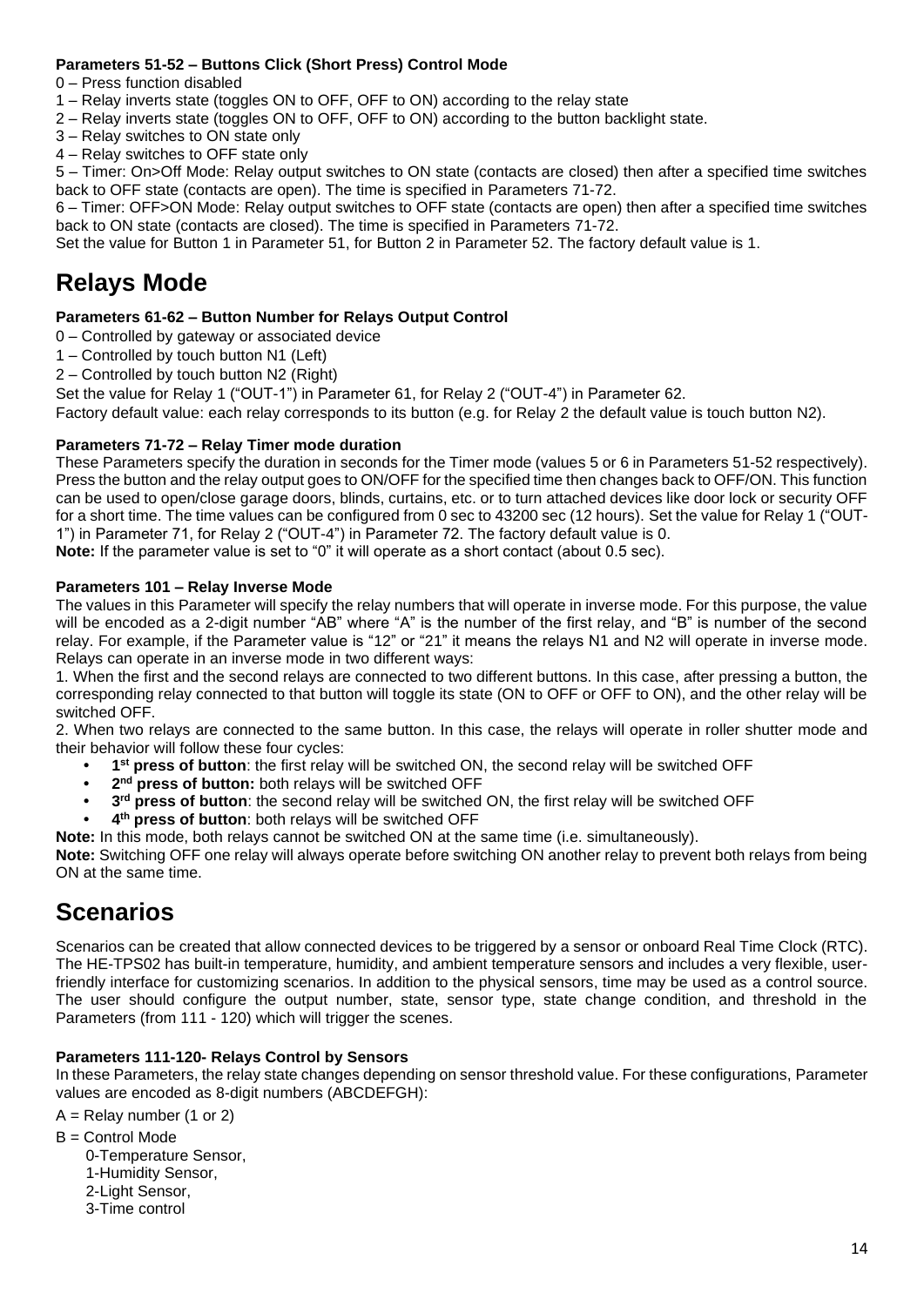**Parameters 51-52 – Buttons Click (Short Press) Control Mode**

0 – Press function disabled
1 – Relay inverts state (toggles ON to OFF, OFF to ON) according to the relay state
2 – Relay inverts state (toggles ON to OFF, OFF to ON) according to the button backlight state.
3 – Relay switches to ON state only
4 – Relay switches to OFF state only
5 – Timer: On>Off Mode: Relay output switches to ON state (contacts are closed) then after a specified time switches back to OFF state (contacts are open). The time is specified in Parameters 71-72.
6 – Timer: OFF>ON Mode: Relay output switches to OFF state (contacts are open) then after a specified time switches back to ON state (contacts are closed). The time is specified in Parameters 71-72.
Set the value for Button 1 in Parameter 51, for Button 2 in Parameter 52. The factory default value is 1.

# Relays Mode

**Parameters 61-62 – Button Number for Relays Output Control**

0 – Controlled by gateway or associated device
1 – Controlled by touch button N1 (Left)
2 – Controlled by touch button N2 (Right)
Set the value for Relay 1 ("OUT-1") in Parameter 61, for Relay 2 ("OUT-4") in Parameter 62.
Factory default value: each relay corresponds to its button (e.g. for Relay 2 the default value is touch button N2).

**Parameters 71-72 – Relay Timer mode duration**

These Parameters specify the duration in seconds for the Timer mode (values 5 or 6 in Parameters 51-52 respectively). Press the button and the relay output goes to ON/OFF for the specified time then changes back to OFF/ON. This function can be used to open/close garage doors, blinds, curtains, etc. or to turn attached devices like door lock or security OFF for a short time. The time values can be configured from 0 sec to 43200 sec (12 hours). Set the value for Relay 1 ("OUT-1") in Parameter 71, for Relay 2 ("OUT-4") in Parameter 72. The factory default value is 0.
**Note:** If the parameter value is set to "0" it will operate as a short contact (about 0.5 sec).

**Parameters 101 – Relay Inverse Mode**

The values in this Parameter will specify the relay numbers that will operate in inverse mode. For this purpose, the value will be encoded as a 2-digit number "AB" where "A" is the number of the first relay, and "B" is number of the second relay. For example, if the Parameter value is "12" or "21" it means the relays N1 and N2 will operate in inverse mode. Relays can operate in an inverse mode in two different ways:

1. When the first and the second relays are connected to two different buttons. In this case, after pressing a button, the corresponding relay connected to that button will toggle its state (ON to OFF or OFF to ON), and the other relay will be switched OFF.
2. When two relays are connected to the same button. In this case, the relays will operate in roller shutter mode and their behavior will follow these four cycles:

- **1st press of button**: the first relay will be switched ON, the second relay will be switched OFF
- **2nd press of button:** both relays will be switched OFF
- **3rd press of button**: the second relay will be switched ON, the first relay will be switched OFF
- **4th press of button**: both relays will be switched OFF

**Note:** In this mode, both relays cannot be switched ON at the same time (i.e. simultaneously).
**Note:** Switching OFF one relay will always operate before switching ON another relay to prevent both relays from being ON at the same time.

# Scenarios

Scenarios can be created that allow connected devices to be triggered by a sensor or onboard Real Time Clock (RTC). The HE-TPS02 has built-in temperature, humidity, and ambient temperature sensors and includes a very flexible, user-friendly interface for customizing scenarios. In addition to the physical sensors, time may be used as a control source. The user should configure the output number, state, sensor type, state change condition, and threshold in the Parameters (from 111 - 120) which will trigger the scenes.

**Parameters 111-120- Relays Control by Sensors**

In these Parameters, the relay state changes depending on sensor threshold value. For these configurations, Parameter values are encoded as 8-digit numbers (ABCDEFGH):

A = Relay number (1 or 2)

B = Control Mode
0-Temperature Sensor,
1-Humidity Sensor,
2-Light Sensor,
3-Time control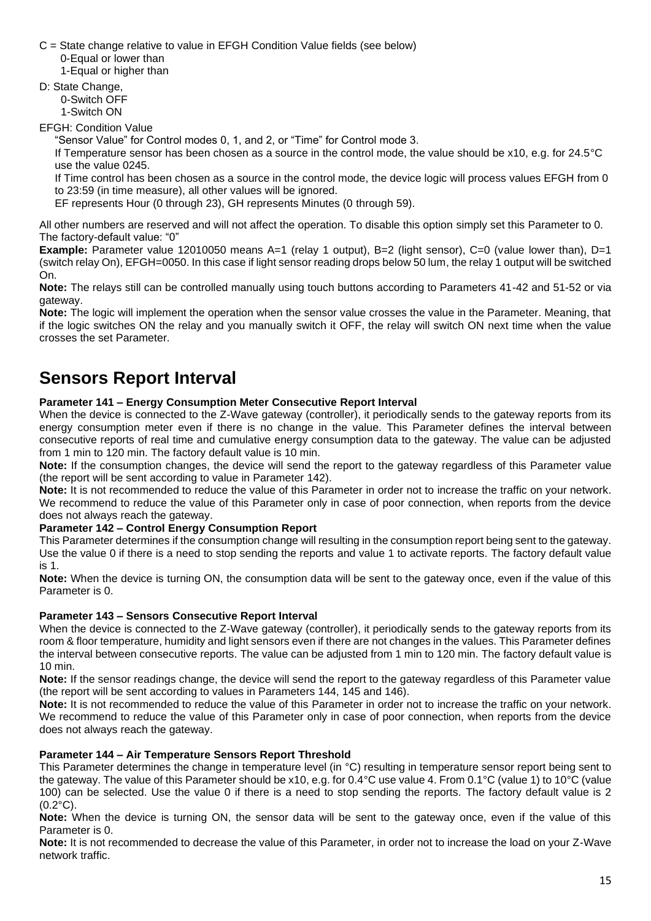C = State change relative to value in EFGH Condition Value fields (see below)

0-Equal or lower than

1-Equal or higher than

D: State Change,

0-Switch OFF

1-Switch ON

EFGH: Condition Value

"Sensor Value" for Control modes 0, 1, and 2, or "Time" for Control mode 3.

If Temperature sensor has been chosen as a source in the control mode, the value should be x10, e.g. for 24.5°C use the value 0245.

If Time control has been chosen as a source in the control mode, the device logic will process values EFGH from 0 to 23:59 (in time measure), all other values will be ignored.

EF represents Hour (0 through 23), GH represents Minutes (0 through 59).

All other numbers are reserved and will not affect the operation. To disable this option simply set this Parameter to 0. The factory-default value: "0"

**Example:** Parameter value 12010050 means A=1 (relay 1 output), B=2 (light sensor), C=0 (value lower than), D=1 (switch relay On), EFGH=0050. In this case if light sensor reading drops below 50 lum, the relay 1 output will be switched On.

**Note:** The relays still can be controlled manually using touch buttons according to Parameters 41-42 and 51-52 or via gateway.

**Note:** The logic will implement the operation when the sensor value crosses the value in the Parameter. Meaning, that if the logic switches ON the relay and you manually switch it OFF, the relay will switch ON next time when the value crosses the set Parameter.

# Sensors Report Interval

**Parameter 141 – Energy Consumption Meter Consecutive Report Interval**

When the device is connected to the Z-Wave gateway (controller), it periodically sends to the gateway reports from its energy consumption meter even if there is no change in the value. This Parameter defines the interval between consecutive reports of real time and cumulative energy consumption data to the gateway. The value can be adjusted from 1 min to 120 min. The factory default value is 10 min.

**Note:** If the consumption changes, the device will send the report to the gateway regardless of this Parameter value (the report will be sent according to value in Parameter 142).

**Note:** It is not recommended to reduce the value of this Parameter in order not to increase the traffic on your network. We recommend to reduce the value of this Parameter only in case of poor connection, when reports from the device does not always reach the gateway.

**Parameter 142 – Control Energy Consumption Report**

This Parameter determines if the consumption change will resulting in the consumption report being sent to the gateway. Use the value 0 if there is a need to stop sending the reports and value 1 to activate reports. The factory default value is 1.

**Note:** When the device is turning ON, the consumption data will be sent to the gateway once, even if the value of this Parameter is 0.

**Parameter 143 – Sensors Consecutive Report Interval**

When the device is connected to the Z-Wave gateway (controller), it periodically sends to the gateway reports from its room & floor temperature, humidity and light sensors even if there are not changes in the values. This Parameter defines the interval between consecutive reports. The value can be adjusted from 1 min to 120 min. The factory default value is 10 min.

**Note:** If the sensor readings change, the device will send the report to the gateway regardless of this Parameter value (the report will be sent according to values in Parameters 144, 145 and 146).

**Note:** It is not recommended to reduce the value of this Parameter in order not to increase the traffic on your network. We recommend to reduce the value of this Parameter only in case of poor connection, when reports from the device does not always reach the gateway.

**Parameter 144 – Air Temperature Sensors Report Threshold**

This Parameter determines the change in temperature level (in °C) resulting in temperature sensor report being sent to the gateway. The value of this Parameter should be x10, e.g. for 0.4°C use value 4. From 0.1°C (value 1) to 10°C (value 100) can be selected. Use the value 0 if there is a need to stop sending the reports. The factory default value is 2 (0.2°C).

**Note:** When the device is turning ON, the sensor data will be sent to the gateway once, even if the value of this Parameter is 0.

**Note:** It is not recommended to decrease the value of this Parameter, in order not to increase the load on your Z-Wave network traffic.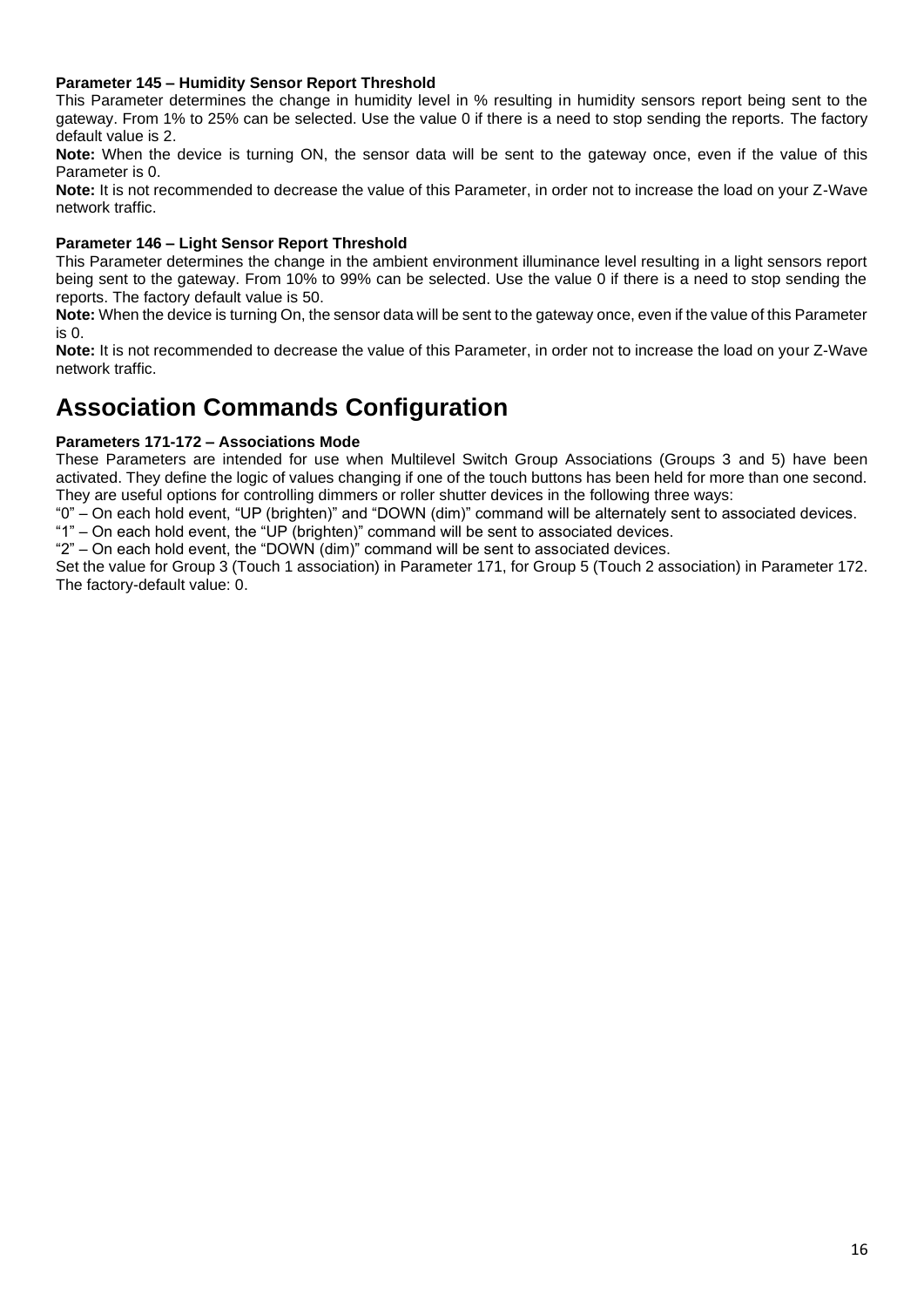**Parameter 145 – Humidity Sensor Report Threshold**

This Parameter determines the change in humidity level in % resulting in humidity sensors report being sent to the gateway. From 1% to 25% can be selected. Use the value 0 if there is a need to stop sending the reports. The factory default value is 2.

**Note:** When the device is turning ON, the sensor data will be sent to the gateway once, even if the value of this Parameter is 0.

**Note:** It is not recommended to decrease the value of this Parameter, in order not to increase the load on your Z-Wave network traffic.

**Parameter 146 – Light Sensor Report Threshold**

This Parameter determines the change in the ambient environment illuminance level resulting in a light sensors report being sent to the gateway. From 10% to 99% can be selected. Use the value 0 if there is a need to stop sending the reports. The factory default value is 50.

**Note:** When the device is turning On, the sensor data will be sent to the gateway once, even if the value of this Parameter is 0.

**Note:** It is not recommended to decrease the value of this Parameter, in order not to increase the load on your Z-Wave network traffic.

# Association Commands Configuration

**Parameters 171-172 – Associations Mode**

These Parameters are intended for use when Multilevel Switch Group Associations (Groups 3 and 5) have been activated. They define the logic of values changing if one of the touch buttons has been held for more than one second. They are useful options for controlling dimmers or roller shutter devices in the following three ways:

"0" – On each hold event, "UP (brighten)" and "DOWN (dim)" command will be alternately sent to associated devices.

"1" – On each hold event, the "UP (brighten)" command will be sent to associated devices.

"2" – On each hold event, the "DOWN (dim)" command will be sent to associated devices.

Set the value for Group 3 (Touch 1 association) in Parameter 171, for Group 5 (Touch 2 association) in Parameter 172. The factory-default value: 0.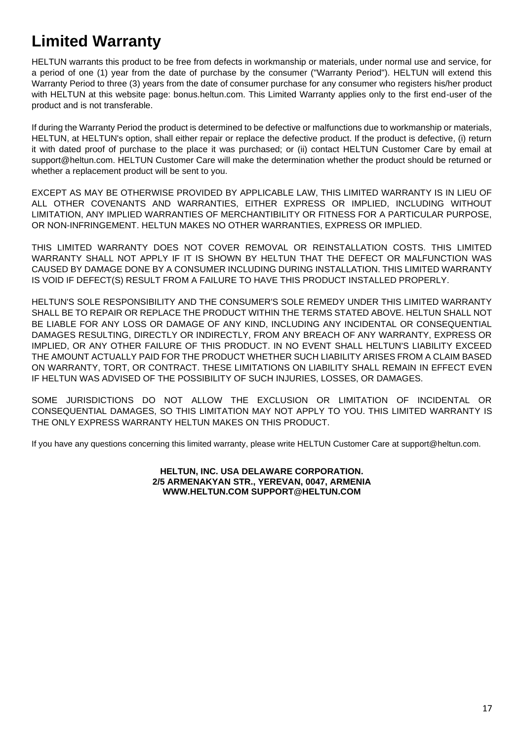# Limited Warranty

HELTUN warrants this product to be free from defects in workmanship or materials, under normal use and service, for a period of one (1) year from the date of purchase by the consumer ("Warranty Period"). HELTUN will extend this Warranty Period to three (3) years from the date of consumer purchase for any consumer who registers his/her product with HELTUN at this website page: bonus.heltun.com. This Limited Warranty applies only to the first end-user of the product and is not transferable.

If during the Warranty Period the product is determined to be defective or malfunctions due to workmanship or materials, HELTUN, at HELTUN's option, shall either repair or replace the defective product. If the product is defective, (i) return it with dated proof of purchase to the place it was purchased; or (ii) contact HELTUN Customer Care by email at support@heltun.com. HELTUN Customer Care will make the determination whether the product should be returned or whether a replacement product will be sent to you.

EXCEPT AS MAY BE OTHERWISE PROVIDED BY APPLICABLE LAW, THIS LIMITED WARRANTY IS IN LIEU OF ALL OTHER COVENANTS AND WARRANTIES, EITHER EXPRESS OR IMPLIED, INCLUDING WITHOUT LIMITATION, ANY IMPLIED WARRANTIES OF MERCHANTIBILITY OR FITNESS FOR A PARTICULAR PURPOSE, OR NON-INFRINGEMENT. HELTUN MAKES NO OTHER WARRANTIES, EXPRESS OR IMPLIED.

THIS LIMITED WARRANTY DOES NOT COVER REMOVAL OR REINSTALLATION COSTS. THIS LIMITED WARRANTY SHALL NOT APPLY IF IT IS SHOWN BY HELTUN THAT THE DEFECT OR MALFUNCTION WAS CAUSED BY DAMAGE DONE BY A CONSUMER INCLUDING DURING INSTALLATION. THIS LIMITED WARRANTY IS VOID IF DEFECT(S) RESULT FROM A FAILURE TO HAVE THIS PRODUCT INSTALLED PROPERLY.

HELTUN'S SOLE RESPONSIBILITY AND THE CONSUMER'S SOLE REMEDY UNDER THIS LIMITED WARRANTY SHALL BE TO REPAIR OR REPLACE THE PRODUCT WITHIN THE TERMS STATED ABOVE. HELTUN SHALL NOT BE LIABLE FOR ANY LOSS OR DAMAGE OF ANY KIND, INCLUDING ANY INCIDENTAL OR CONSEQUENTIAL DAMAGES RESULTING, DIRECTLY OR INDIRECTLY, FROM ANY BREACH OF ANY WARRANTY, EXPRESS OR IMPLIED, OR ANY OTHER FAILURE OF THIS PRODUCT. IN NO EVENT SHALL HELTUN'S LIABILITY EXCEED THE AMOUNT ACTUALLY PAID FOR THE PRODUCT WHETHER SUCH LIABILITY ARISES FROM A CLAIM BASED ON WARRANTY, TORT, OR CONTRACT. THESE LIMITATIONS ON LIABILITY SHALL REMAIN IN EFFECT EVEN IF HELTUN WAS ADVISED OF THE POSSIBILITY OF SUCH INJURIES, LOSSES, OR DAMAGES.

SOME JURISDICTIONS DO NOT ALLOW THE EXCLUSION OR LIMITATION OF INCIDENTAL OR CONSEQUENTIAL DAMAGES, SO THIS LIMITATION MAY NOT APPLY TO YOU. THIS LIMITED WARRANTY IS THE ONLY EXPRESS WARRANTY HELTUN MAKES ON THIS PRODUCT.

If you have any questions concerning this limited warranty, please write HELTUN Customer Care at support@heltun.com.

**HELTUN, INC. USA DELAWARE CORPORATION.**
**2/5 ARMENAKYAN STR., YEREVAN, 0047, ARMENIA**
**WWW.HELTUN.COM SUPPORT@HELTUN.COM**